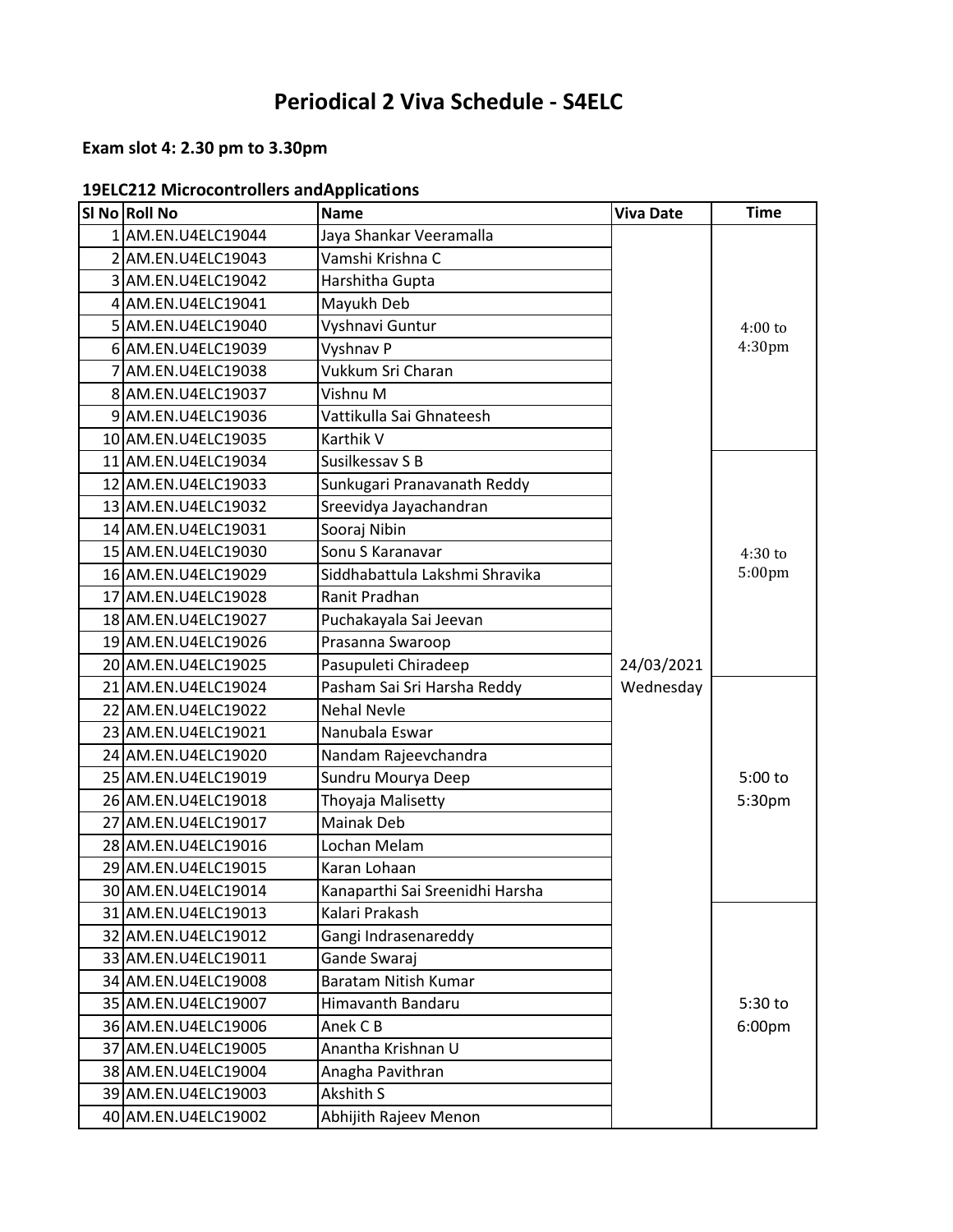# Periodical 2 Viva Schedule - S4ELC

**Exam slot 4: 2.30 pm to 3.30pm**

**19ELC212 Microcontrollers andApplications**

| Sl No | Roll No | Name | Viva Date | Time |
|---|---|---|---|---|
| 1 | AM.EN.U4ELC19044 | Jaya Shankar Veeramalla | 24/03/2021 Wednesday | 4:00 to 4:30pm |
| 2 | AM.EN.U4ELC19043 | Vamshi Krishna C | | |
| 3 | AM.EN.U4ELC19042 | Harshitha Gupta | | |
| 4 | AM.EN.U4ELC19041 | Mayukh Deb | | |
| 5 | AM.EN.U4ELC19040 | Vyshnavi Guntur | | |
| 6 | AM.EN.U4ELC19039 | Vyshnav P | | |
| 7 | AM.EN.U4ELC19038 | Vukkum Sri Charan | | |
| 8 | AM.EN.U4ELC19037 | Vishnu M | | |
| 9 | AM.EN.U4ELC19036 | Vattikulla Sai Ghnateesh | | |
| 10 | AM.EN.U4ELC19035 | Karthik V | | |
| 11 | AM.EN.U4ELC19034 | Susilkessav S B | | 4:30 to 5:00pm |
| 12 | AM.EN.U4ELC19033 | Sunkugari Pranavanath Reddy | | |
| 13 | AM.EN.U4ELC19032 | Sreevidya Jayachandran | | |
| 14 | AM.EN.U4ELC19031 | Sooraj Nibin | | |
| 15 | AM.EN.U4ELC19030 | Sonu S Karanavar | | |
| 16 | AM.EN.U4ELC19029 | Siddhabattula Lakshmi Shravika | | |
| 17 | AM.EN.U4ELC19028 | Ranit Pradhan | | |
| 18 | AM.EN.U4ELC19027 | Puchakayala Sai Jeevan | | |
| 19 | AM.EN.U4ELC19026 | Prasanna Swaroop | | |
| 20 | AM.EN.U4ELC19025 | Pasupuleti Chiradeep | | |
| 21 | AM.EN.U4ELC19024 | Pasham Sai Sri Harsha Reddy | | 5:00 to 5:30pm |
| 22 | AM.EN.U4ELC19022 | Nehal Nevle | | |
| 23 | AM.EN.U4ELC19021 | Nanubala Eswar | | |
| 24 | AM.EN.U4ELC19020 | Nandam Rajeevchandra | | |
| 25 | AM.EN.U4ELC19019 | Sundru Mourya Deep | | |
| 26 | AM.EN.U4ELC19018 | Thoyaja Malisetty | | |
| 27 | AM.EN.U4ELC19017 | Mainak Deb | | |
| 28 | AM.EN.U4ELC19016 | Lochan Melam | | |
| 29 | AM.EN.U4ELC19015 | Karan Lohaan | | |
| 30 | AM.EN.U4ELC19014 | Kanaparthi Sai Sreenidhi Harsha | | |
| 31 | AM.EN.U4ELC19013 | Kalari Prakash | | 5:30 to 6:00pm |
| 32 | AM.EN.U4ELC19012 | Gangi Indrasenareddy | | |
| 33 | AM.EN.U4ELC19011 | Gande Swaraj | | |
| 34 | AM.EN.U4ELC19008 | Baratam Nitish Kumar | | |
| 35 | AM.EN.U4ELC19007 | Himavanth Bandaru | | |
| 36 | AM.EN.U4ELC19006 | Anek C B | | |
| 37 | AM.EN.U4ELC19005 | Anantha Krishnan U | | |
| 38 | AM.EN.U4ELC19004 | Anagha Pavithran | | |
| 39 | AM.EN.U4ELC19003 | Akshith S | | |
| 40 | AM.EN.U4ELC19002 | Abhijith Rajeev Menon | | |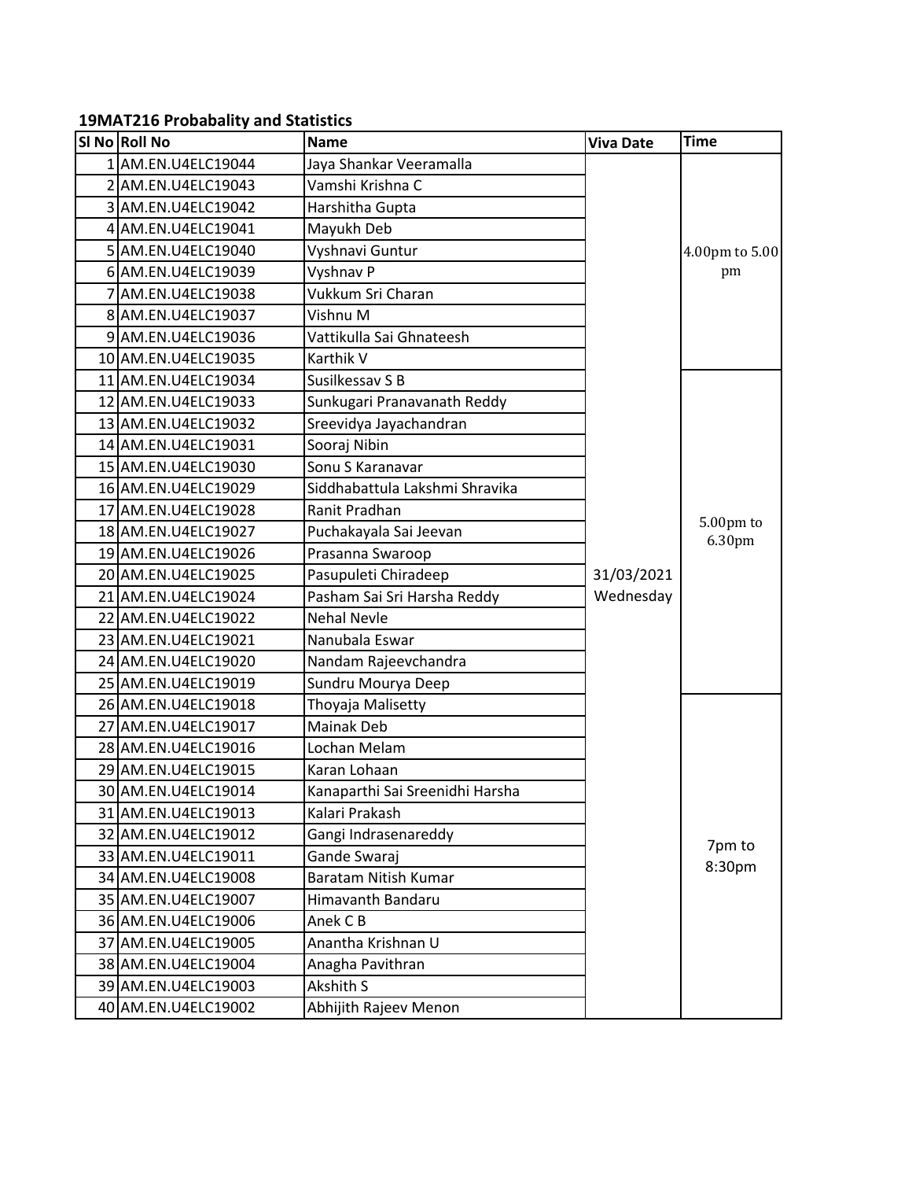**19MAT216 Probabality and Statistics**

| Sl No | Roll No | Name | Viva Date | Time |
|---|---|---|---|---|
| 1 | AM.EN.U4ELC19044 | Jaya Shankar Veeramalla | 31/03/2021 Wednesday | 4.00pm to 5.00 pm |
| 2 | AM.EN.U4ELC19043 | Vamshi Krishna C | | |
| 3 | AM.EN.U4ELC19042 | Harshitha Gupta | | |
| 4 | AM.EN.U4ELC19041 | Mayukh Deb | | |
| 5 | AM.EN.U4ELC19040 | Vyshnavi Guntur | | |
| 6 | AM.EN.U4ELC19039 | Vyshnav P | | |
| 7 | AM.EN.U4ELC19038 | Vukkum Sri Charan | | |
| 8 | AM.EN.U4ELC19037 | Vishnu M | | |
| 9 | AM.EN.U4ELC19036 | Vattikulla Sai Ghnateesh | | |
| 10 | AM.EN.U4ELC19035 | Karthik V | | |
| 11 | AM.EN.U4ELC19034 | Susilkessav S B | | 5.00pm to 6.30pm |
| 12 | AM.EN.U4ELC19033 | Sunkugari Pranavanath Reddy | | |
| 13 | AM.EN.U4ELC19032 | Sreevidya Jayachandran | | |
| 14 | AM.EN.U4ELC19031 | Sooraj Nibin | | |
| 15 | AM.EN.U4ELC19030 | Sonu S Karanavar | | |
| 16 | AM.EN.U4ELC19029 | Siddhabattula Lakshmi Shravika | | |
| 17 | AM.EN.U4ELC19028 | Ranit Pradhan | | |
| 18 | AM.EN.U4ELC19027 | Puchakayala Sai Jeevan | | |
| 19 | AM.EN.U4ELC19026 | Prasanna Swaroop | | |
| 20 | AM.EN.U4ELC19025 | Pasupuleti Chiradeep | | |
| 21 | AM.EN.U4ELC19024 | Pasham Sai Sri Harsha Reddy | | |
| 22 | AM.EN.U4ELC19022 | Nehal Nevle | | |
| 23 | AM.EN.U4ELC19021 | Nanubala Eswar | | |
| 24 | AM.EN.U4ELC19020 | Nandam Rajeevchandra | | |
| 25 | AM.EN.U4ELC19019 | Sundru Mourya Deep | | |
| 26 | AM.EN.U4ELC19018 | Thoyaja Malisetty | | 7pm to 8:30pm |
| 27 | AM.EN.U4ELC19017 | Mainak Deb | | |
| 28 | AM.EN.U4ELC19016 | Lochan Melam | | |
| 29 | AM.EN.U4ELC19015 | Karan Lohaan | | |
| 30 | AM.EN.U4ELC19014 | Kanaparthi Sai Sreenidhi Harsha | | |
| 31 | AM.EN.U4ELC19013 | Kalari Prakash | | |
| 32 | AM.EN.U4ELC19012 | Gangi Indrasenareddy | | |
| 33 | AM.EN.U4ELC19011 | Gande Swaraj | | |
| 34 | AM.EN.U4ELC19008 | Baratam Nitish Kumar | | |
| 35 | AM.EN.U4ELC19007 | Himavanth Bandaru | | |
| 36 | AM.EN.U4ELC19006 | Anek C B | | |
| 37 | AM.EN.U4ELC19005 | Anantha Krishnan U | | |
| 38 | AM.EN.U4ELC19004 | Anagha Pavithran | | |
| 39 | AM.EN.U4ELC19003 | Akshith S | | |
| 40 | AM.EN.U4ELC19002 | Abhijith Rajeev Menon | | |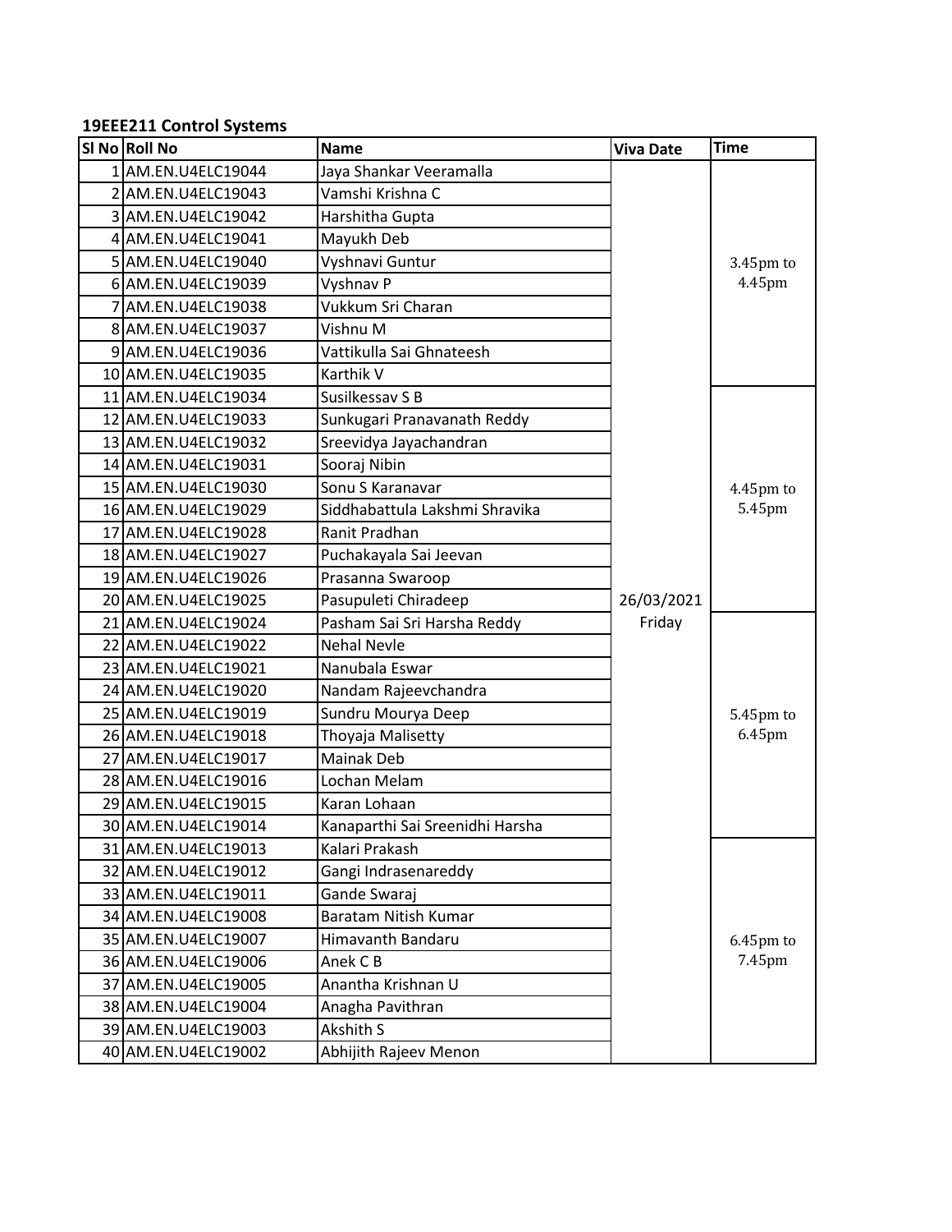**19EEE211 Control Systems**

| Sl No | Roll No | Name | Viva Date | Time |
|---|---|---|---|---|
| 1 | AM.EN.U4ELC19044 | Jaya Shankar Veeramalla | 26/03/2021 Friday | 3.45pm to 4.45pm |
| 2 | AM.EN.U4ELC19043 | Vamshi Krishna C | | |
| 3 | AM.EN.U4ELC19042 | Harshitha Gupta | | |
| 4 | AM.EN.U4ELC19041 | Mayukh Deb | | |
| 5 | AM.EN.U4ELC19040 | Vyshnavi Guntur | | |
| 6 | AM.EN.U4ELC19039 | Vyshnav P | | |
| 7 | AM.EN.U4ELC19038 | Vukkum Sri Charan | | |
| 8 | AM.EN.U4ELC19037 | Vishnu M | | |
| 9 | AM.EN.U4ELC19036 | Vattikulla Sai Ghnateesh | | |
| 10 | AM.EN.U4ELC19035 | Karthik V | | |
| 11 | AM.EN.U4ELC19034 | Susilkessav S B | | 4.45pm to 5.45pm |
| 12 | AM.EN.U4ELC19033 | Sunkugari Pranavanath Reddy | | |
| 13 | AM.EN.U4ELC19032 | Sreevidya Jayachandran | | |
| 14 | AM.EN.U4ELC19031 | Sooraj Nibin | | |
| 15 | AM.EN.U4ELC19030 | Sonu S Karanavar | | |
| 16 | AM.EN.U4ELC19029 | Siddhabattula Lakshmi Shravika | | |
| 17 | AM.EN.U4ELC19028 | Ranit Pradhan | | |
| 18 | AM.EN.U4ELC19027 | Puchakayala Sai Jeevan | | |
| 19 | AM.EN.U4ELC19026 | Prasanna Swaroop | | |
| 20 | AM.EN.U4ELC19025 | Pasupuleti Chiradeep | | |
| 21 | AM.EN.U4ELC19024 | Pasham Sai Sri Harsha Reddy | | 5.45pm to 6.45pm |
| 22 | AM.EN.U4ELC19022 | Nehal Nevle | | |
| 23 | AM.EN.U4ELC19021 | Nanubala Eswar | | |
| 24 | AM.EN.U4ELC19020 | Nandam Rajeevchandra | | |
| 25 | AM.EN.U4ELC19019 | Sundru Mourya Deep | | |
| 26 | AM.EN.U4ELC19018 | Thoyaja Malisetty | | |
| 27 | AM.EN.U4ELC19017 | Mainak Deb | | |
| 28 | AM.EN.U4ELC19016 | Lochan Melam | | |
| 29 | AM.EN.U4ELC19015 | Karan Lohaan | | |
| 30 | AM.EN.U4ELC19014 | Kanaparthi Sai Sreenidhi Harsha | | |
| 31 | AM.EN.U4ELC19013 | Kalari Prakash | | 6.45pm to 7.45pm |
| 32 | AM.EN.U4ELC19012 | Gangi Indrasenareddy | | |
| 33 | AM.EN.U4ELC19011 | Gande Swaraj | | |
| 34 | AM.EN.U4ELC19008 | Baratam Nitish Kumar | | |
| 35 | AM.EN.U4ELC19007 | Himavanth Bandaru | | |
| 36 | AM.EN.U4ELC19006 | Anek C B | | |
| 37 | AM.EN.U4ELC19005 | Anantha Krishnan U | | |
| 38 | AM.EN.U4ELC19004 | Anagha Pavithran | | |
| 39 | AM.EN.U4ELC19003 | Akshith S | | |
| 40 | AM.EN.U4ELC19002 | Abhijith Rajeev Menon | | |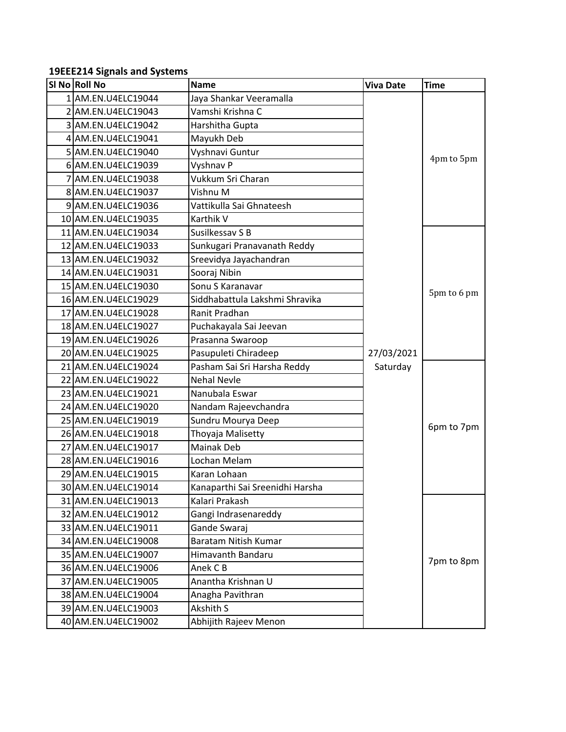**19EEE214 Signals and Systems**

| Sl No | Roll No | Name | Viva Date | Time |
|---|---|---|---|---|
| 1 | AM.EN.U4ELC19044 | Jaya Shankar Veeramalla | 27/03/2021 Saturday | 4pm to 5pm |
| 2 | AM.EN.U4ELC19043 | Vamshi Krishna C | | |
| 3 | AM.EN.U4ELC19042 | Harshitha Gupta | | |
| 4 | AM.EN.U4ELC19041 | Mayukh Deb | | |
| 5 | AM.EN.U4ELC19040 | Vyshnavi Guntur | | |
| 6 | AM.EN.U4ELC19039 | Vyshnav P | | |
| 7 | AM.EN.U4ELC19038 | Vukkum Sri Charan | | |
| 8 | AM.EN.U4ELC19037 | Vishnu M | | |
| 9 | AM.EN.U4ELC19036 | Vattikulla Sai Ghnateesh | | |
| 10 | AM.EN.U4ELC19035 | Karthik V | | |
| 11 | AM.EN.U4ELC19034 | Susilkessav S B | | 5pm to 6 pm |
| 12 | AM.EN.U4ELC19033 | Sunkugari Pranavanath Reddy | | |
| 13 | AM.EN.U4ELC19032 | Sreevidya Jayachandran | | |
| 14 | AM.EN.U4ELC19031 | Sooraj Nibin | | |
| 15 | AM.EN.U4ELC19030 | Sonu S Karanavar | | |
| 16 | AM.EN.U4ELC19029 | Siddhabattula Lakshmi Shravika | | |
| 17 | AM.EN.U4ELC19028 | Ranit Pradhan | | |
| 18 | AM.EN.U4ELC19027 | Puchakayala Sai Jeevan | | |
| 19 | AM.EN.U4ELC19026 | Prasanna Swaroop | | |
| 20 | AM.EN.U4ELC19025 | Pasupuleti Chiradeep | | |
| 21 | AM.EN.U4ELC19024 | Pasham Sai Sri Harsha Reddy | | 6pm to 7pm |
| 22 | AM.EN.U4ELC19022 | Nehal Nevle | | |
| 23 | AM.EN.U4ELC19021 | Nanubala Eswar | | |
| 24 | AM.EN.U4ELC19020 | Nandam Rajeevchandra | | |
| 25 | AM.EN.U4ELC19019 | Sundru Mourya Deep | | |
| 26 | AM.EN.U4ELC19018 | Thoyaja Malisetty | | |
| 27 | AM.EN.U4ELC19017 | Mainak Deb | | |
| 28 | AM.EN.U4ELC19016 | Lochan Melam | | |
| 29 | AM.EN.U4ELC19015 | Karan Lohaan | | |
| 30 | AM.EN.U4ELC19014 | Kanaparthi Sai Sreenidhi Harsha | | |
| 31 | AM.EN.U4ELC19013 | Kalari Prakash | | 7pm to 8pm |
| 32 | AM.EN.U4ELC19012 | Gangi Indrasenareddy | | |
| 33 | AM.EN.U4ELC19011 | Gande Swaraj | | |
| 34 | AM.EN.U4ELC19008 | Baratam Nitish Kumar | | |
| 35 | AM.EN.U4ELC19007 | Himavanth Bandaru | | |
| 36 | AM.EN.U4ELC19006 | Anek C B | | |
| 37 | AM.EN.U4ELC19005 | Anantha Krishnan U | | |
| 38 | AM.EN.U4ELC19004 | Anagha Pavithran | | |
| 39 | AM.EN.U4ELC19003 | Akshith S | | |
| 40 | AM.EN.U4ELC19002 | Abhijith Rajeev Menon | | |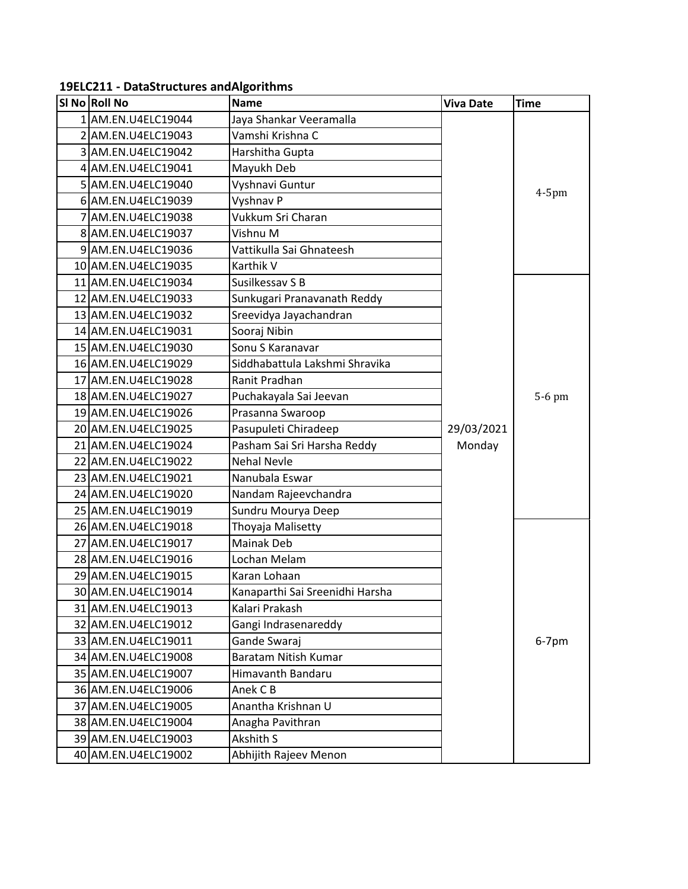**19ELC211 - DataStructures andAlgorithms**

| Sl No | Roll No | Name | Viva Date | Time |
|---|---|---|---|---|
| 1 | AM.EN.U4ELC19044 | Jaya Shankar Veeramalla | 29/03/2021 Monday | 4-5pm |
| 2 | AM.EN.U4ELC19043 | Vamshi Krishna C | | |
| 3 | AM.EN.U4ELC19042 | Harshitha Gupta | | |
| 4 | AM.EN.U4ELC19041 | Mayukh Deb | | |
| 5 | AM.EN.U4ELC19040 | Vyshnavi Guntur | | |
| 6 | AM.EN.U4ELC19039 | Vyshnav P | | |
| 7 | AM.EN.U4ELC19038 | Vukkum Sri Charan | | |
| 8 | AM.EN.U4ELC19037 | Vishnu M | | |
| 9 | AM.EN.U4ELC19036 | Vattikulla Sai Ghnateesh | | |
| 10 | AM.EN.U4ELC19035 | Karthik V | | |
| 11 | AM.EN.U4ELC19034 | Susilkessav S B | | 5-6 pm |
| 12 | AM.EN.U4ELC19033 | Sunkugari Pranavanath Reddy | | |
| 13 | AM.EN.U4ELC19032 | Sreevidya Jayachandran | | |
| 14 | AM.EN.U4ELC19031 | Sooraj Nibin | | |
| 15 | AM.EN.U4ELC19030 | Sonu S Karanavar | | |
| 16 | AM.EN.U4ELC19029 | Siddhabattula Lakshmi Shravika | | |
| 17 | AM.EN.U4ELC19028 | Ranit Pradhan | | |
| 18 | AM.EN.U4ELC19027 | Puchakayala Sai Jeevan | | |
| 19 | AM.EN.U4ELC19026 | Prasanna Swaroop | | |
| 20 | AM.EN.U4ELC19025 | Pasupuleti Chiradeep | | |
| 21 | AM.EN.U4ELC19024 | Pasham Sai Sri Harsha Reddy | | |
| 22 | AM.EN.U4ELC19022 | Nehal Nevle | | |
| 23 | AM.EN.U4ELC19021 | Nanubala Eswar | | |
| 24 | AM.EN.U4ELC19020 | Nandam Rajeevchandra | | |
| 25 | AM.EN.U4ELC19019 | Sundru Mourya Deep | | |
| 26 | AM.EN.U4ELC19018 | Thoyaja Malisetty | | 6-7pm |
| 27 | AM.EN.U4ELC19017 | Mainak Deb | | |
| 28 | AM.EN.U4ELC19016 | Lochan Melam | | |
| 29 | AM.EN.U4ELC19015 | Karan Lohaan | | |
| 30 | AM.EN.U4ELC19014 | Kanaparthi Sai Sreenidhi Harsha | | |
| 31 | AM.EN.U4ELC19013 | Kalari Prakash | | |
| 32 | AM.EN.U4ELC19012 | Gangi Indrasenareddy | | |
| 33 | AM.EN.U4ELC19011 | Gande Swaraj | | |
| 34 | AM.EN.U4ELC19008 | Baratam Nitish Kumar | | |
| 35 | AM.EN.U4ELC19007 | Himavanth Bandaru | | |
| 36 | AM.EN.U4ELC19006 | Anek C B | | |
| 37 | AM.EN.U4ELC19005 | Anantha Krishnan U | | |
| 38 | AM.EN.U4ELC19004 | Anagha Pavithran | | |
| 39 | AM.EN.U4ELC19003 | Akshith S | | |
| 40 | AM.EN.U4ELC19002 | Abhijith Rajeev Menon | | |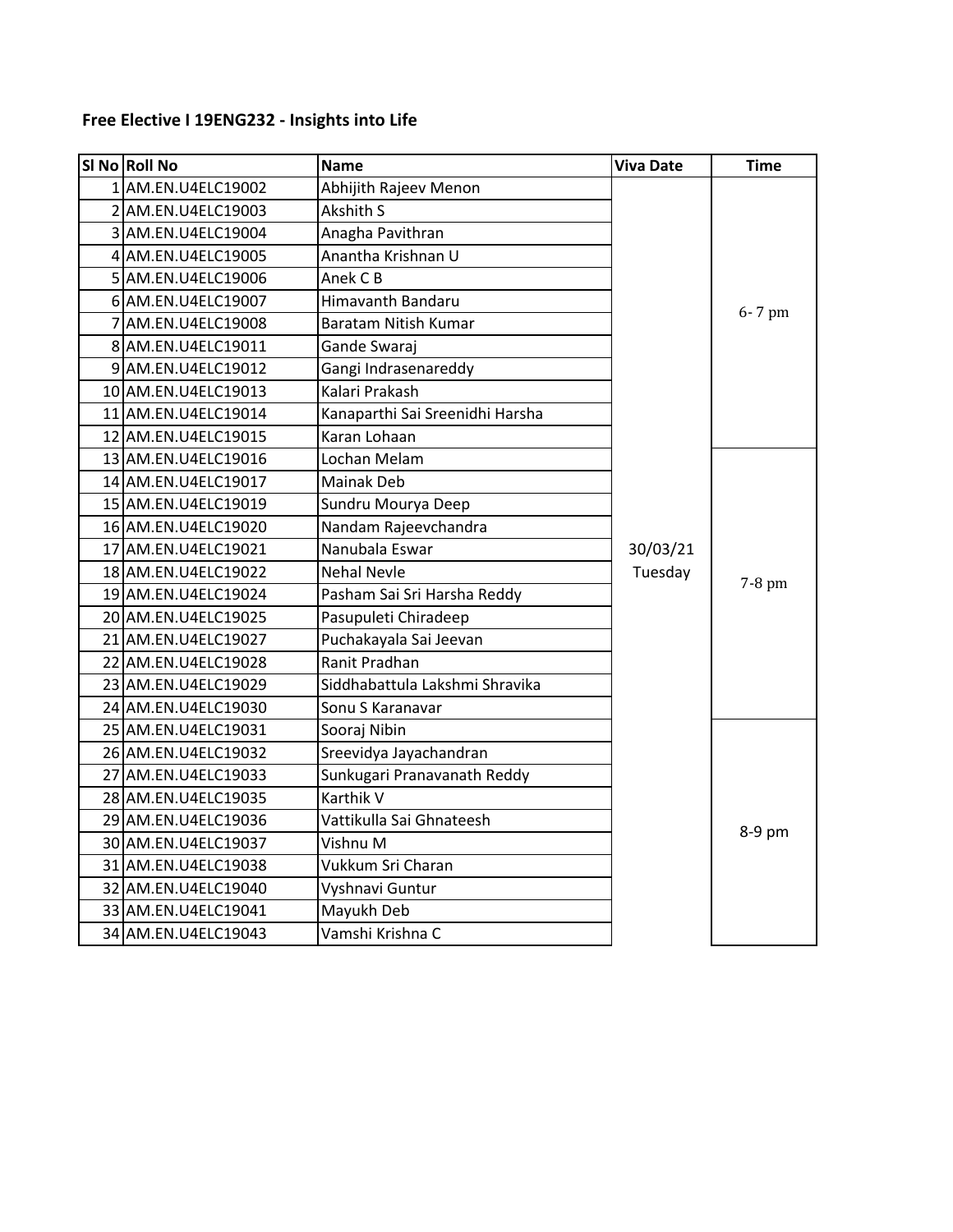**Free Elective I 19ENG232 - Insights into Life**

| Sl No | Roll No | Name | Viva Date | Time |
|---|---|---|---|---|
| 1 | AM.EN.U4ELC19002 | Abhijith Rajeev Menon | 30/03/21 Tuesday | 6- 7 pm |
| 2 | AM.EN.U4ELC19003 | Akshith S | | |
| 3 | AM.EN.U4ELC19004 | Anagha Pavithran | | |
| 4 | AM.EN.U4ELC19005 | Anantha Krishnan U | | |
| 5 | AM.EN.U4ELC19006 | Anek C B | | |
| 6 | AM.EN.U4ELC19007 | Himavanth Bandaru | | |
| 7 | AM.EN.U4ELC19008 | Baratam Nitish Kumar | | |
| 8 | AM.EN.U4ELC19011 | Gande Swaraj | | |
| 9 | AM.EN.U4ELC19012 | Gangi Indrasenareddy | | |
| 10 | AM.EN.U4ELC19013 | Kalari Prakash | | |
| 11 | AM.EN.U4ELC19014 | Kanaparthi Sai Sreenidhi Harsha | | |
| 12 | AM.EN.U4ELC19015 | Karan Lohaan | | |
| 13 | AM.EN.U4ELC19016 | Lochan Melam | | 7-8 pm |
| 14 | AM.EN.U4ELC19017 | Mainak Deb | | |
| 15 | AM.EN.U4ELC19019 | Sundru Mourya Deep | | |
| 16 | AM.EN.U4ELC19020 | Nandam Rajeevchandra | | |
| 17 | AM.EN.U4ELC19021 | Nanubala Eswar | | |
| 18 | AM.EN.U4ELC19022 | Nehal Nevle | | |
| 19 | AM.EN.U4ELC19024 | Pasham Sai Sri Harsha Reddy | | |
| 20 | AM.EN.U4ELC19025 | Pasupuleti Chiradeep | | |
| 21 | AM.EN.U4ELC19027 | Puchakayala Sai Jeevan | | |
| 22 | AM.EN.U4ELC19028 | Ranit Pradhan | | |
| 23 | AM.EN.U4ELC19029 | Siddhabattula Lakshmi Shravika | | |
| 24 | AM.EN.U4ELC19030 | Sonu S Karanavar | | |
| 25 | AM.EN.U4ELC19031 | Sooraj Nibin | | 8-9 pm |
| 26 | AM.EN.U4ELC19032 | Sreevidya Jayachandran | | |
| 27 | AM.EN.U4ELC19033 | Sunkugari Pranavanath Reddy | | |
| 28 | AM.EN.U4ELC19035 | Karthik V | | |
| 29 | AM.EN.U4ELC19036 | Vattikulla Sai Ghnateesh | | |
| 30 | AM.EN.U4ELC19037 | Vishnu M | | |
| 31 | AM.EN.U4ELC19038 | Vukkum Sri Charan | | |
| 32 | AM.EN.U4ELC19040 | Vyshnavi Guntur | | |
| 33 | AM.EN.U4ELC19041 | Mayukh Deb | | |
| 34 | AM.EN.U4ELC19043 | Vamshi Krishna C | | |